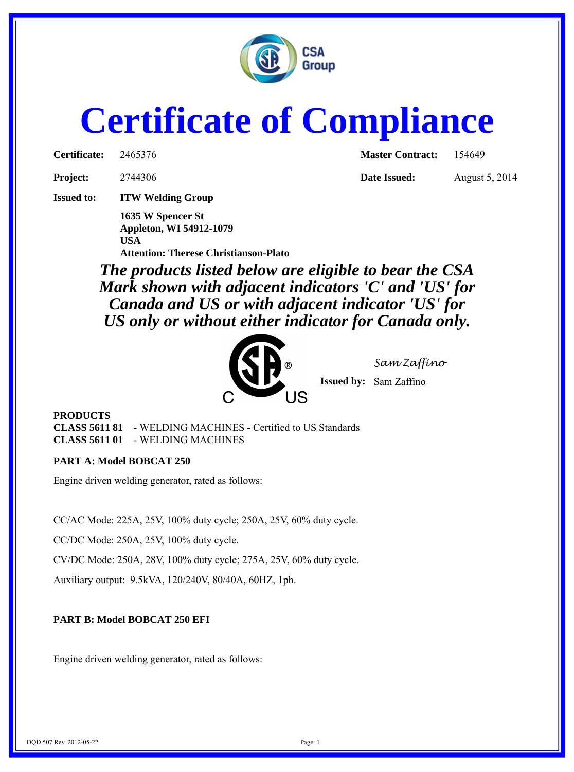# Certificate of Compliance

| | | | |
|---|---|---|---|
| **Certificate:** | 2465376 | **Master Contract:** | 154649 |
| **Project:** | 2744306 | **Date Issued:** | August 5, 2014 |

**Issued to:** **ITW Welding Group**

**1635 W Spencer St**
**Appleton, WI 54912-1079**
**USA**
**Attention: Therese Christianson-Plato**

***The products listed below are eligible to bear the CSA Mark shown with adjacent indicators 'C' and 'US' for Canada and US or with adjacent indicator 'US' for US only or without either indicator for Canada only.***

C US

*Sam Zaffino*

**Issued by:** Sam Zaffino

**PRODUCTS**

**CLASS 5611 81** - WELDING MACHINES - Certified to US Standards
**CLASS 5611 01** - WELDING MACHINES

**PART A: Model BOBCAT 250**

Engine driven welding generator, rated as follows:

CC/AC Mode: 225A, 25V, 100% duty cycle; 250A, 25V, 60% duty cycle.

CC/DC Mode: 250A, 25V, 100% duty cycle.

CV/DC Mode: 250A, 28V, 100% duty cycle; 275A, 25V, 60% duty cycle.

Auxiliary output: 9.5kVA, 120/240V, 80/40A, 60HZ, 1ph.

**PART B: Model BOBCAT 250 EFI**

Engine driven welding generator, rated as follows: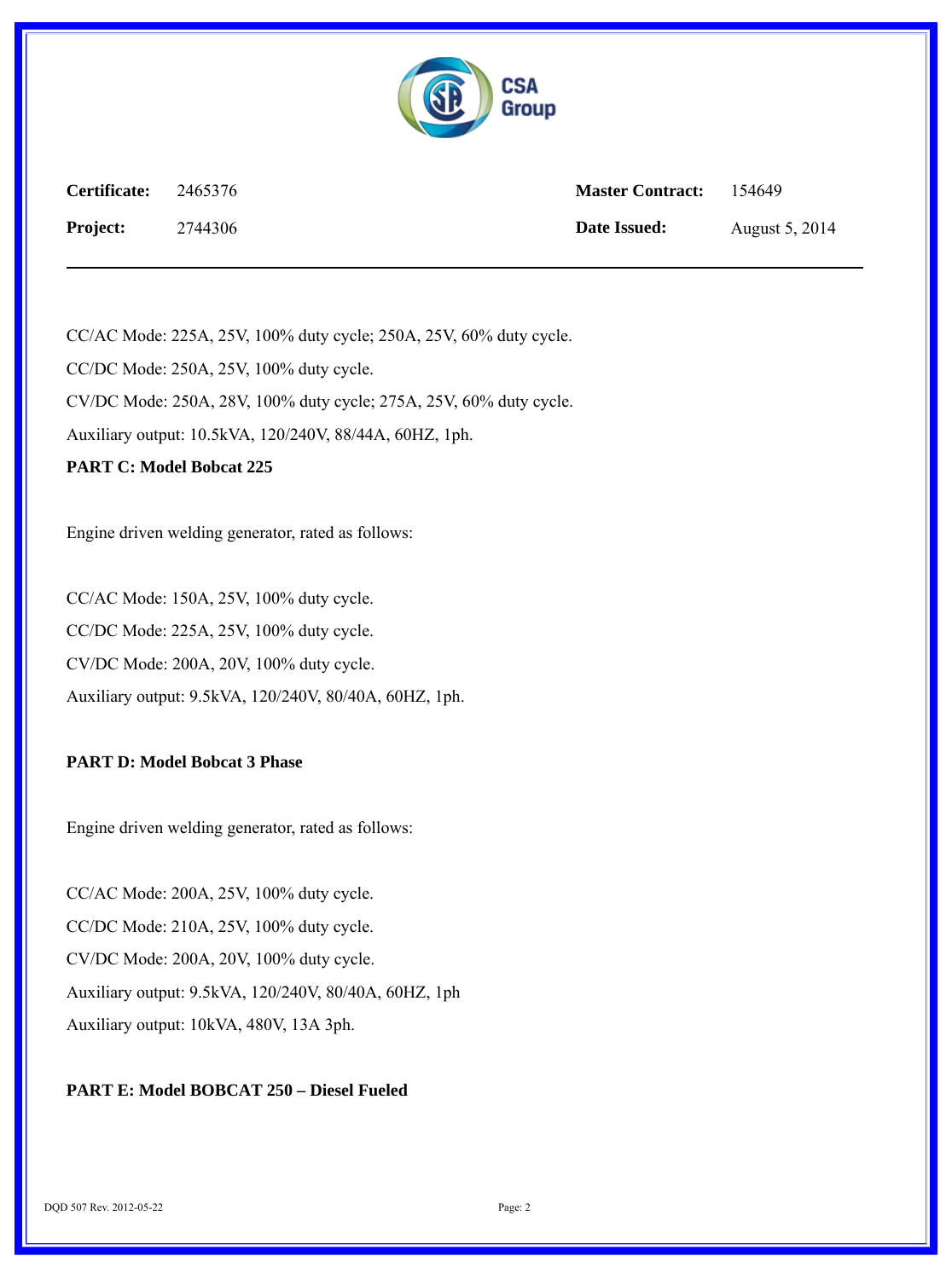| **Certificate:** | 2465376 | **Master Contract:** | 154649 |
|---|---|---|---|
| **Project:** | 2744306 | **Date Issued:** | August 5, 2014 |

CC/AC Mode: 225A, 25V, 100% duty cycle; 250A, 25V, 60% duty cycle.

CC/DC Mode: 250A, 25V, 100% duty cycle.

CV/DC Mode: 250A, 28V, 100% duty cycle; 275A, 25V, 60% duty cycle.

Auxiliary output: 10.5kVA, 120/240V, 88/44A, 60HZ, 1ph.

**PART C: Model Bobcat 225**

Engine driven welding generator, rated as follows:

CC/AC Mode: 150A, 25V, 100% duty cycle.

CC/DC Mode: 225A, 25V, 100% duty cycle.

CV/DC Mode: 200A, 20V, 100% duty cycle.

Auxiliary output: 9.5kVA, 120/240V, 80/40A, 60HZ, 1ph.

**PART D: Model Bobcat 3 Phase**

Engine driven welding generator, rated as follows:

CC/AC Mode: 200A, 25V, 100% duty cycle.

CC/DC Mode: 210A, 25V, 100% duty cycle.

CV/DC Mode: 200A, 20V, 100% duty cycle.

Auxiliary output: 9.5kVA, 120/240V, 80/40A, 60HZ, 1ph

Auxiliary output: 10kVA, 480V, 13A 3ph.

**PART E: Model BOBCAT 250 – Diesel Fueled**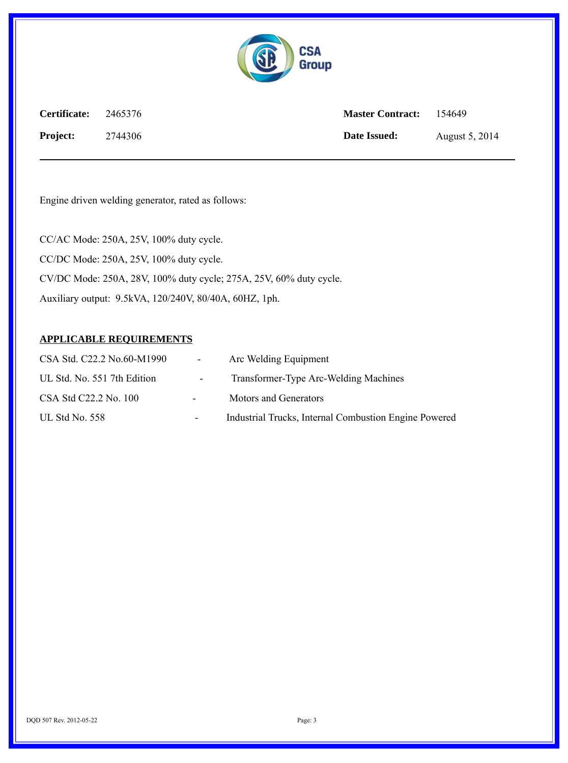| | | | |
|---|---|---|---|
| **Certificate:** | 2465376 | **Master Contract:** | 154649 |
| **Project:** | 2744306 | **Date Issued:** | August 5, 2014 |

Engine driven welding generator, rated as follows:

CC/AC Mode: 250A, 25V, 100% duty cycle.

CC/DC Mode: 250A, 25V, 100% duty cycle.

CV/DC Mode: 250A, 28V, 100% duty cycle; 275A, 25V, 60% duty cycle.

Auxiliary output: 9.5kVA, 120/240V, 80/40A, 60HZ, 1ph.

**APPLICABLE REQUIREMENTS**

| | | |
|---|---|---|
| CSA Std. C22.2 No.60-M1990 | - | Arc Welding Equipment |
| UL Std. No. 551 7th Edition | - | Transformer-Type Arc-Welding Machines |
| CSA Std C22.2 No. 100 | - | Motors and Generators |
| UL Std No. 558 | - | Industrial Trucks, Internal Combustion Engine Powered |

DQD 507 Rev. 2012-05-22